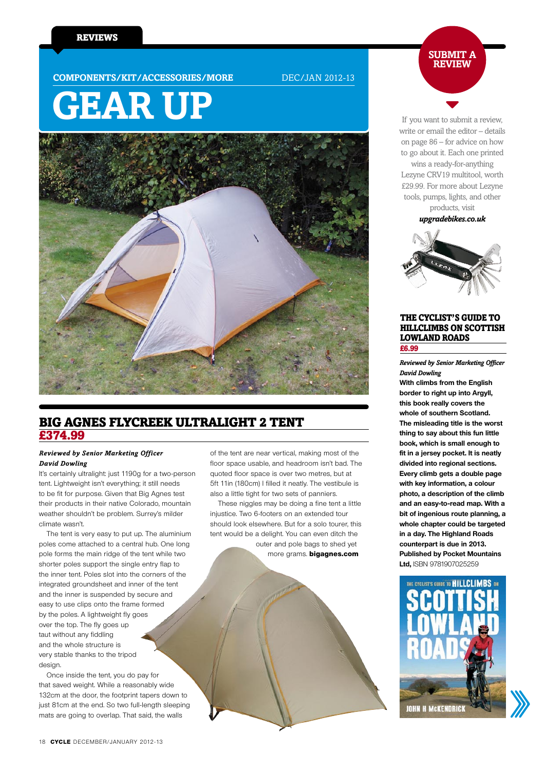REVIEWS

COMPONENTS/KIT/ACCESSORIES/MORE

DEC/JAN 2012-13

# GEAR UP

## BIG AGNES FLYCREEK ULTRALIGHT 2 TENT

**£374.99**

***Reviewed by Senior Marketing Officer David Dowling***

It's certainly ultralight: just 1190g for a two-person tent. Lightweight isn't everything; it still needs to be fit for purpose. Given that Big Agnes test their products in their native Colorado, mountain weather shouldn't be problem. Surrey's milder climate wasn't.

The tent is very easy to put up. The aluminium poles come attached to a central hub. One long pole forms the main ridge of the tent while two shorter poles support the single entry flap to the inner tent. Poles slot into the corners of the integrated groundsheet and inner of the tent and the inner is suspended by secure and easy to use clips onto the frame formed by the poles. A lightweight fly goes over the top. The fly goes up taut without any fiddling and the whole structure is very stable thanks to the tripod design.

Once inside the tent, you do pay for that saved weight. While a reasonably wide 132cm at the door, the footprint tapers down to just 81cm at the end. So two full-length sleeping mats are going to overlap. That said, the walls of the tent are near vertical, making most of the floor space usable, and headroom isn't bad. The quoted floor space is over two metres, but at 5ft 11in (180cm) I filled it neatly. The vestibule is also a little tight for two sets of panniers.

These niggles may be doing a fine tent a little injustice. Two 6-footers on an extended tour should look elsewhere. But for a solo tourer, this tent would be a delight. You can even ditch the outer and pole bags to shed yet more grams. **bigagnes.com**

## SUBMIT A REVIEW

If you want to submit a review, write or email the editor – details on page 86 – for advice on how to go about it. Each one printed wins a ready-for-anything Lezyne CRV19 multitool, worth £29.99. For more about Lezyne tools, pumps, lights, and other products, visit ***upgradebikes.co.uk***

## THE CYCLIST'S GUIDE TO HILLCLIMBS ON SCOTTISH LOWLAND ROADS

**£6.99**

***Reviewed by Senior Marketing Officer David Dowling***

**With climbs from the English border to right up into Argyll, this book really covers the whole of southern Scotland. The misleading title is the worst thing to say about this fun little book, which is small enough to fit in a jersey pocket. It is neatly divided into regional sections. Every climb gets a double page with key information, a colour photo, a description of the climb and an easy-to-read map. With a bit of ingenious route planning, a whole chapter could be targeted in a day. The Highland Roads counterpart is due in 2013. Published by Pocket Mountains Ltd,** ISBN 9781907025259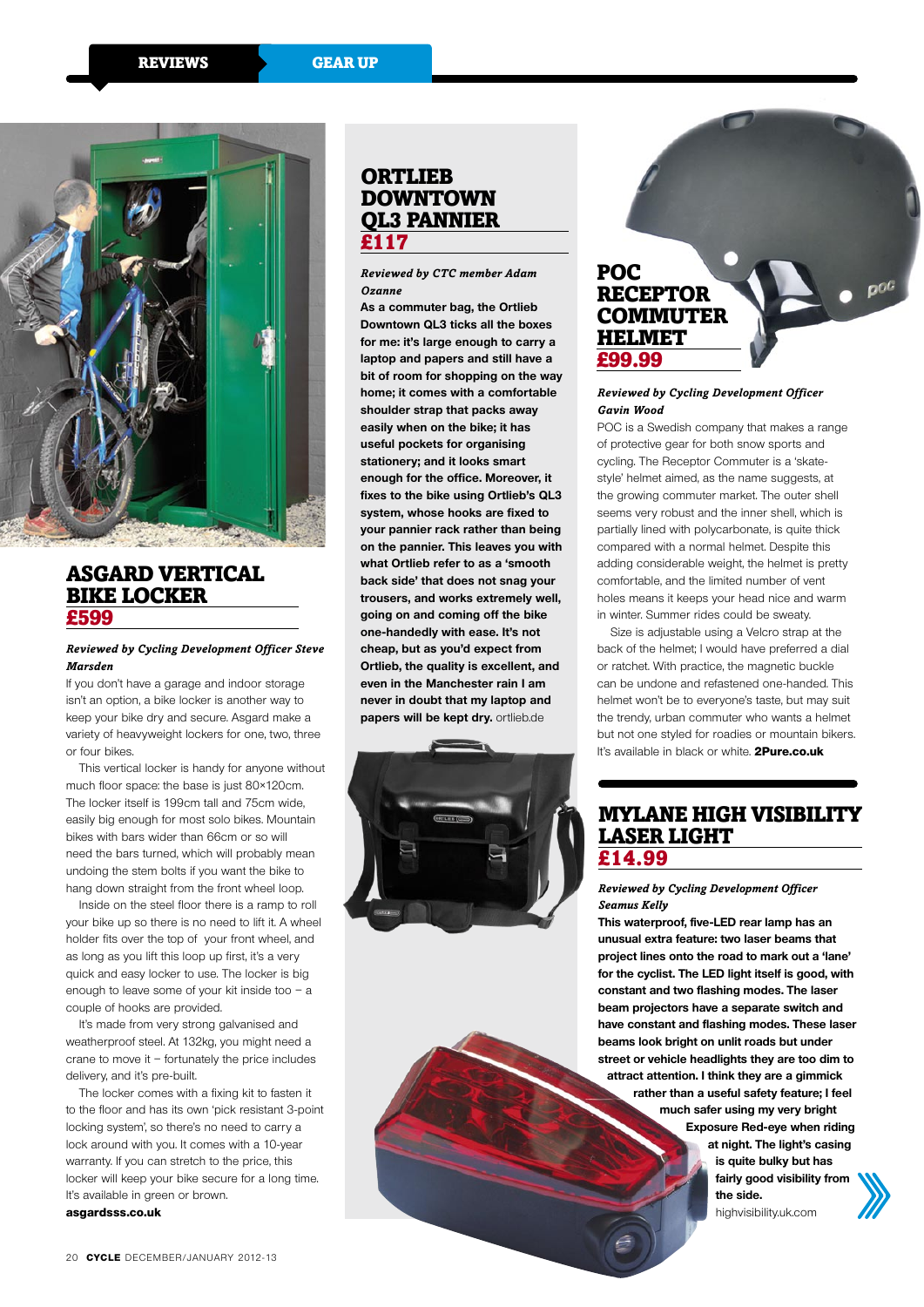## ASGARD VERTICAL BIKE LOCKER

## £599

*Reviewed by Cycling Development Officer Steve Marsden*

If you don't have a garage and indoor storage isn't an option, a bike locker is another way to keep your bike dry and secure. Asgard make a variety of heavyweight lockers for one, two, three or four bikes.

This vertical locker is handy for anyone without much floor space: the base is just 80×120cm. The locker itself is 199cm tall and 75cm wide, easily big enough for most solo bikes. Mountain bikes with bars wider than 66cm or so will need the bars turned, which will probably mean undoing the stem bolts if you want the bike to hang down straight from the front wheel loop.

Inside on the steel floor there is a ramp to roll your bike up so there is no need to lift it. A wheel holder fits over the top of your front wheel, and as long as you lift this loop up first, it's a very quick and easy locker to use. The locker is big enough to leave some of your kit inside too – a couple of hooks are provided.

It's made from very strong galvanised and weatherproof steel. At 132kg, you might need a crane to move it – fortunately the price includes delivery, and it's pre-built.

The locker comes with a fixing kit to fasten it to the floor and has its own 'pick resistant 3-point locking system', so there's no need to carry a lock around with you. It comes with a 10-year warranty. If you can stretch to the price, this locker will keep your bike secure for a long time. It's available in green or brown.

**asgardsss.co.uk**

## ORTLIEB DOWNTOWN QL3 PANNIER

## £117

*Reviewed by CTC member Adam Ozanne*

**As a commuter bag, the Ortlieb Downtown QL3 ticks all the boxes for me: it's large enough to carry a laptop and papers and still have a bit of room for shopping on the way home; it comes with a comfortable shoulder strap that packs away easily when on the bike; it has useful pockets for organising stationery; and it looks smart enough for the office. Moreover, it fixes to the bike using Ortlieb's QL3 system, whose hooks are fixed to your pannier rack rather than being on the pannier. This leaves you with what Ortlieb refer to as a 'smooth back side' that does not snag your trousers, and works extremely well, going on and coming off the bike one-handedly with ease. It's not cheap, but as you'd expect from Ortlieb, the quality is excellent, and even in the Manchester rain I am never in doubt that my laptop and papers will be kept dry.** ortlieb.de

## POC RECEPTOR COMMUTER HELMET

## £99.99

*Reviewed by Cycling Development Officer Gavin Wood*

POC is a Swedish company that makes a range of protective gear for both snow sports and cycling. The Receptor Commuter is a 'skate-style' helmet aimed, as the name suggests, at the growing commuter market. The outer shell seems very robust and the inner shell, which is partially lined with polycarbonate, is quite thick compared with a normal helmet. Despite this adding considerable weight, the helmet is pretty comfortable, and the limited number of vent holes means it keeps your head nice and warm in winter. Summer rides could be sweaty.

Size is adjustable using a Velcro strap at the back of the helmet; I would have preferred a dial or ratchet. With practice, the magnetic buckle can be undone and refastened one-handed. This helmet won't be to everyone's taste, but may suit the trendy, urban commuter who wants a helmet but not one styled for roadies or mountain bikers. It's available in black or white. **2Pure.co.uk**

## MYLANE HIGH VISIBILITY LASER LIGHT

## £14.99

*Reviewed by Cycling Development Officer Seamus Kelly*

**This waterproof, five-LED rear lamp has an unusual extra feature: two laser beams that project lines onto the road to mark out a 'lane' for the cyclist. The LED light itself is good, with constant and two flashing modes. The laser beam projectors have a separate switch and have constant and flashing modes. These laser beams look bright on unlit roads but under street or vehicle headlights they are too dim to attract attention. I think they are a gimmick rather than a useful safety feature; I feel much safer using my very bright Exposure Red-eye when riding at night. The light's casing is quite bulky but has fairly good visibility from the side.** highvisibility.uk.com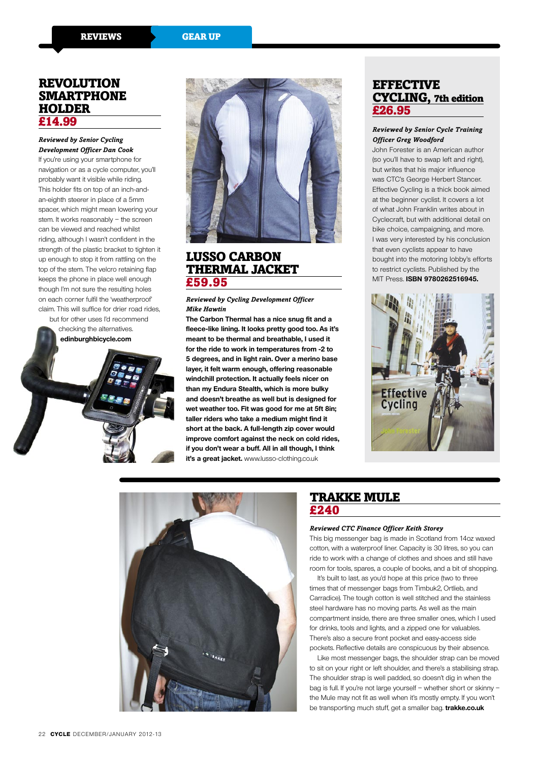## REVOLUTION SMARTPHONE HOLDER

## £14.99

***Reviewed by Senior Cycling Development Officer Dan Cook***

If you're using your smartphone for navigation or as a cycle computer, you'll probably want it visible while riding. This holder fits on top of an inch-and-an-eighth steerer in place of a 5mm spacer, which might mean lowering your stem. It works reasonably – the screen can be viewed and reached whilst riding, although I wasn't confident in the strength of the plastic bracket to tighten it up enough to stop it rattling on the top of the stem. The velcro retaining flap keeps the phone in place well enough though I'm not sure the resulting holes on each corner fulfil the 'weatherproof' claim. This will suffice for drier road rides, but for other uses I'd recommend checking the alternatives. **edinburghbicycle.com**

## LUSSO CARBON THERMAL JACKET

## £59.95

***Reviewed by Cycling Development Officer Mike Hawtin***

**The Carbon Thermal has a nice snug fit and a fleece-like lining. It looks pretty good too. As it's meant to be thermal and breathable, I used it for the ride to work in temperatures from -2 to 5 degrees, and in light rain. Over a merino base layer, it felt warm enough, offering reasonable windchill protection. It actually feels nicer on than my Endura Stealth, which is more bulky and doesn't breathe as well but is designed for wet weather too. Fit was good for me at 5ft 8in; taller riders who take a medium might find it short at the back. A full-length zip cover would improve comfort against the neck on cold rides, if you don't wear a buff. All in all though, I think it's a great jacket.** www.lusso-clothing.co.uk

## EFFECTIVE CYCLING, 7th edition

## £26.95

***Reviewed by Senior Cycle Training Officer Greg Woodford***

John Forester is an American author (so you'll have to swap left and right), but writes that his major influence was CTC's George Herbert Stancer. Effective Cycling is a thick book aimed at the beginner cyclist. It covers a lot of what John Franklin writes about in Cyclecraft, but with additional detail on bike choice, campaigning, and more. I was very interested by his conclusion that even cyclists appear to have bought into the motoring lobby's efforts to restrict cyclists. Published by the MIT Press. **ISBN 9780262516945.**

## TRAKKE MULE

## £240

***Reviewed CTC Finance Officer Keith Storey***

This big messenger bag is made in Scotland from 14oz waxed cotton, with a waterproof liner. Capacity is 30 litres, so you can ride to work with a change of clothes and shoes and still have room for tools, spares, a couple of books, and a bit of shopping.

It's built to last, as you'd hope at this price (two to three times that of messenger bags from Timbuk2, Ortlieb, and Carradice). The tough cotton is well stitched and the stainless steel hardware has no moving parts. As well as the main compartment inside, there are three smaller ones, which I used for drinks, tools and lights, and a zipped one for valuables. There's also a secure front pocket and easy-access side pockets. Reflective details are conspicuous by their absence.

Like most messenger bags, the shoulder strap can be moved to sit on your right or left shoulder, and there's a stabilising strap. The shoulder strap is well padded, so doesn't dig in when the bag is full. If you're not large yourself – whether short or skinny – the Mule may not fit as well when it's mostly empty. If you won't be transporting much stuff, get a smaller bag. **trakke.co.uk**